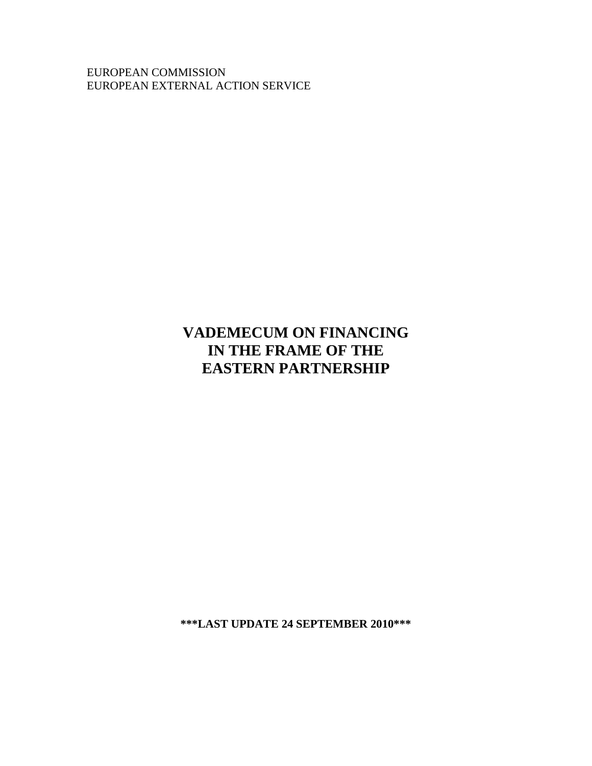EUROPEAN COMMISSION
EUROPEAN EXTERNAL ACTION SERVICE

# VADEMECUM ON FINANCING IN THE FRAME OF THE EASTERN PARTNERSHIP

**\*\*\*LAST UPDATE 24 SEPTEMBER 2010\*\*\***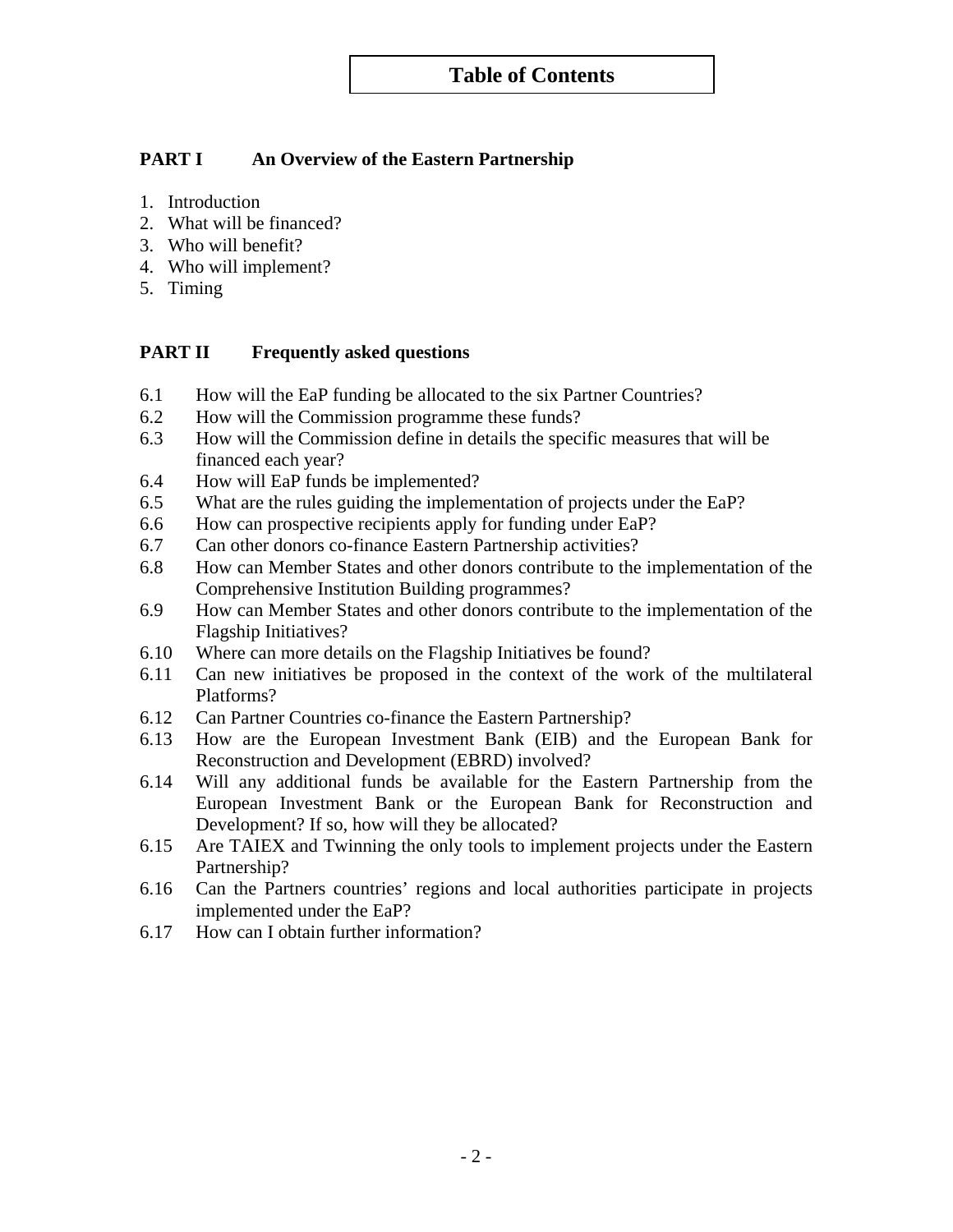# Table of Contents

## PART I An Overview of the Eastern Partnership

1. Introduction
2. What will be financed?
3. Who will benefit?
4. Who will implement?
5. Timing

## PART II Frequently asked questions

6.1 How will the EaP funding be allocated to the six Partner Countries?
6.2 How will the Commission programme these funds?
6.3 How will the Commission define in details the specific measures that will be financed each year?
6.4 How will EaP funds be implemented?
6.5 What are the rules guiding the implementation of projects under the EaP?
6.6 How can prospective recipients apply for funding under EaP?
6.7 Can other donors co-finance Eastern Partnership activities?
6.8 How can Member States and other donors contribute to the implementation of the Comprehensive Institution Building programmes?
6.9 How can Member States and other donors contribute to the implementation of the Flagship Initiatives?
6.10 Where can more details on the Flagship Initiatives be found?
6.11 Can new initiatives be proposed in the context of the work of the multilateral Platforms?
6.12 Can Partner Countries co-finance the Eastern Partnership?
6.13 How are the European Investment Bank (EIB) and the European Bank for Reconstruction and Development (EBRD) involved?
6.14 Will any additional funds be available for the Eastern Partnership from the European Investment Bank or the European Bank for Reconstruction and Development? If so, how will they be allocated?
6.15 Are TAIEX and Twinning the only tools to implement projects under the Eastern Partnership?
6.16 Can the Partners countries' regions and local authorities participate in projects implemented under the EaP?
6.17 How can I obtain further information?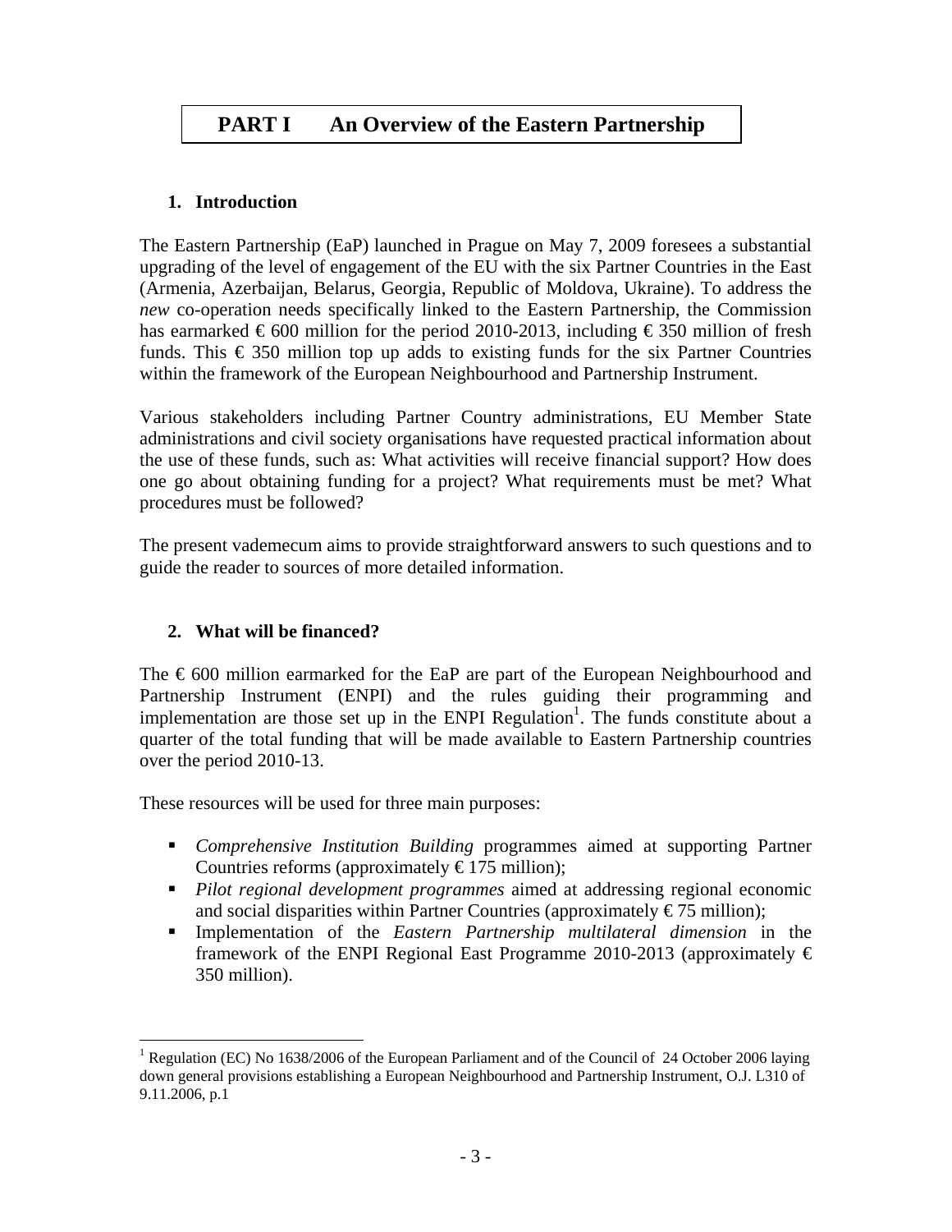# PART I An Overview of the Eastern Partnership

## 1. Introduction

The Eastern Partnership (EaP) launched in Prague on May 7, 2009 foresees a substantial upgrading of the level of engagement of the EU with the six Partner Countries in the East (Armenia, Azerbaijan, Belarus, Georgia, Republic of Moldova, Ukraine). To address the *new* co-operation needs specifically linked to the Eastern Partnership, the Commission has earmarked € 600 million for the period 2010-2013, including € 350 million of fresh funds. This € 350 million top up adds to existing funds for the six Partner Countries within the framework of the European Neighbourhood and Partnership Instrument.

Various stakeholders including Partner Country administrations, EU Member State administrations and civil society organisations have requested practical information about the use of these funds, such as: What activities will receive financial support? How does one go about obtaining funding for a project? What requirements must be met? What procedures must be followed?

The present vademecum aims to provide straightforward answers to such questions and to guide the reader to sources of more detailed information.

## 2. What will be financed?

The € 600 million earmarked for the EaP are part of the European Neighbourhood and Partnership Instrument (ENPI) and the rules guiding their programming and implementation are those set up in the ENPI Regulation[1]. The funds constitute about a quarter of the total funding that will be made available to Eastern Partnership countries over the period 2010-13.

These resources will be used for three main purposes:

- *Comprehensive Institution Building* programmes aimed at supporting Partner Countries reforms (approximately € 175 million);
- *Pilot regional development programmes* aimed at addressing regional economic and social disparities within Partner Countries (approximately € 75 million);
- Implementation of the *Eastern Partnership multilateral dimension* in the framework of the ENPI Regional East Programme 2010-2013 (approximately € 350 million).

[1] Regulation (EC) No 1638/2006 of the European Parliament and of the Council of 24 October 2006 laying down general provisions establishing a European Neighbourhood and Partnership Instrument, O.J. L310 of 9.11.2006, p.1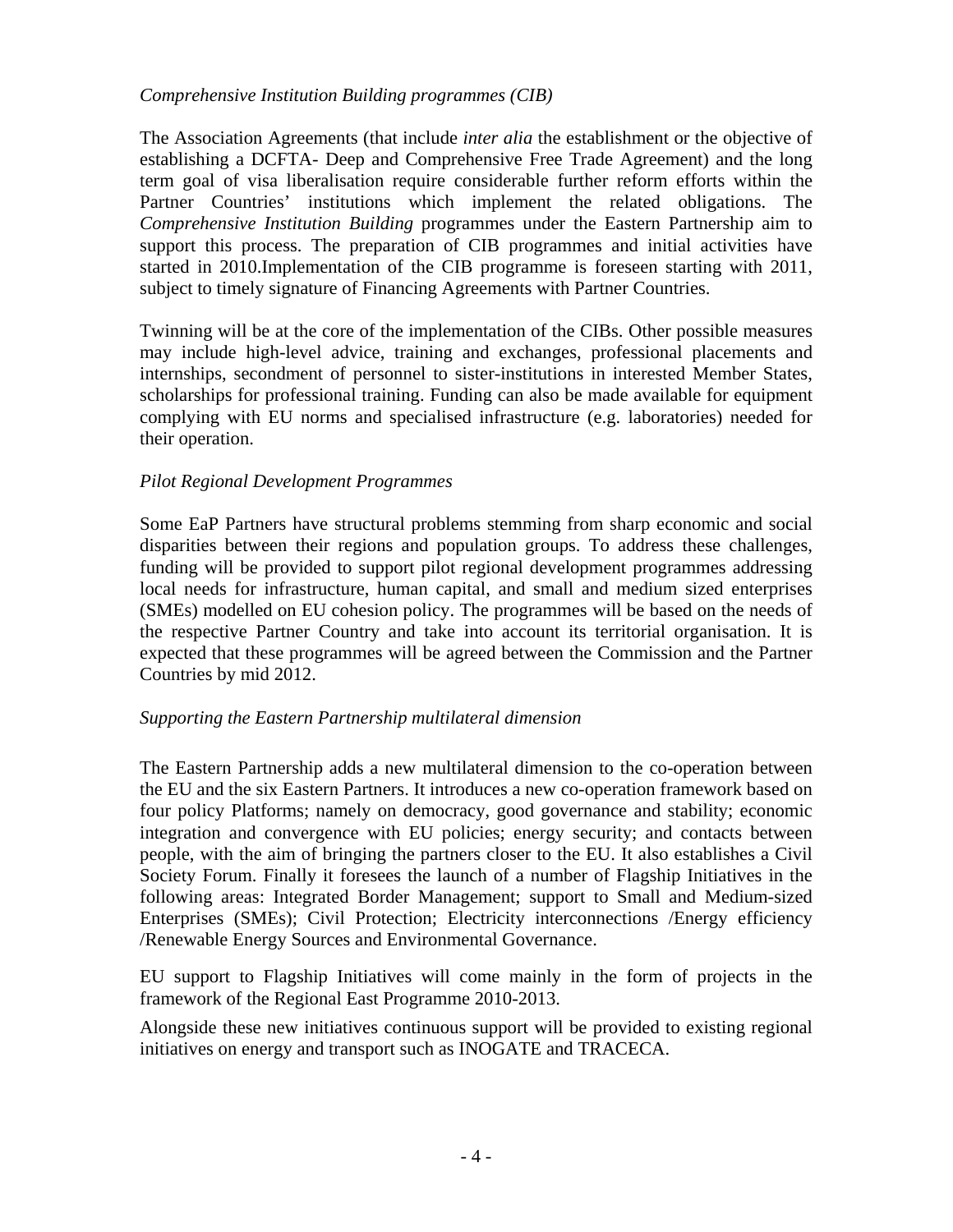*Comprehensive Institution Building programmes (CIB)*

The Association Agreements (that include *inter alia* the establishment or the objective of establishing a DCFTA- Deep and Comprehensive Free Trade Agreement) and the long term goal of visa liberalisation require considerable further reform efforts within the Partner Countries' institutions which implement the related obligations. The *Comprehensive Institution Building* programmes under the Eastern Partnership aim to support this process. The preparation of CIB programmes and initial activities have started in 2010.Implementation of the CIB programme is foreseen starting with 2011, subject to timely signature of Financing Agreements with Partner Countries.

Twinning will be at the core of the implementation of the CIBs. Other possible measures may include high-level advice, training and exchanges, professional placements and internships, secondment of personnel to sister-institutions in interested Member States, scholarships for professional training. Funding can also be made available for equipment complying with EU norms and specialised infrastructure (e.g. laboratories) needed for their operation.

*Pilot Regional Development Programmes*

Some EaP Partners have structural problems stemming from sharp economic and social disparities between their regions and population groups. To address these challenges, funding will be provided to support pilot regional development programmes addressing local needs for infrastructure, human capital, and small and medium sized enterprises (SMEs) modelled on EU cohesion policy. The programmes will be based on the needs of the respective Partner Country and take into account its territorial organisation. It is expected that these programmes will be agreed between the Commission and the Partner Countries by mid 2012.

*Supporting the Eastern Partnership multilateral dimension*

The Eastern Partnership adds a new multilateral dimension to the co-operation between the EU and the six Eastern Partners. It introduces a new co-operation framework based on four policy Platforms; namely on democracy, good governance and stability; economic integration and convergence with EU policies; energy security; and contacts between people, with the aim of bringing the partners closer to the EU. It also establishes a Civil Society Forum. Finally it foresees the launch of a number of Flagship Initiatives in the following areas: Integrated Border Management; support to Small and Medium-sized Enterprises (SMEs); Civil Protection; Electricity interconnections /Energy efficiency /Renewable Energy Sources and Environmental Governance.

EU support to Flagship Initiatives will come mainly in the form of projects in the framework of the Regional East Programme 2010-2013.

Alongside these new initiatives continuous support will be provided to existing regional initiatives on energy and transport such as INOGATE and TRACECA.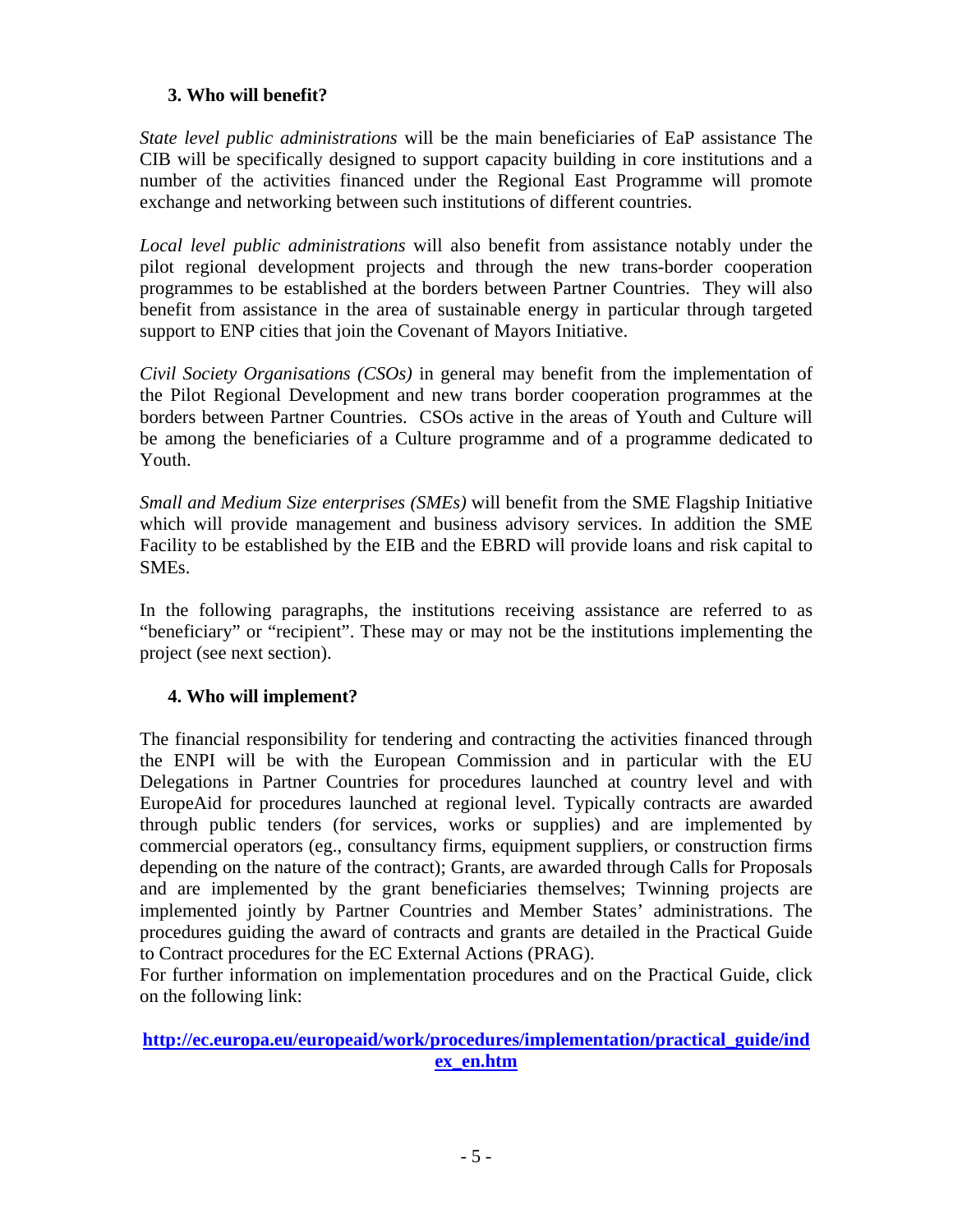### 3. Who will benefit?

*State level public administrations* will be the main beneficiaries of EaP assistance The CIB will be specifically designed to support capacity building in core institutions and a number of the activities financed under the Regional East Programme will promote exchange and networking between such institutions of different countries.

*Local level public administrations* will also benefit from assistance notably under the pilot regional development projects and through the new trans-border cooperation programmes to be established at the borders between Partner Countries. They will also benefit from assistance in the area of sustainable energy in particular through targeted support to ENP cities that join the Covenant of Mayors Initiative.

*Civil Society Organisations (CSOs)* in general may benefit from the implementation of the Pilot Regional Development and new trans border cooperation programmes at the borders between Partner Countries. CSOs active in the areas of Youth and Culture will be among the beneficiaries of a Culture programme and of a programme dedicated to Youth.

*Small and Medium Size enterprises (SMEs)* will benefit from the SME Flagship Initiative which will provide management and business advisory services. In addition the SME Facility to be established by the EIB and the EBRD will provide loans and risk capital to SMEs.

In the following paragraphs, the institutions receiving assistance are referred to as "beneficiary" or "recipient". These may or may not be the institutions implementing the project (see next section).

### 4. Who will implement?

The financial responsibility for tendering and contracting the activities financed through the ENPI will be with the European Commission and in particular with the EU Delegations in Partner Countries for procedures launched at country level and with EuropeAid for procedures launched at regional level. Typically contracts are awarded through public tenders (for services, works or supplies) and are implemented by commercial operators (eg., consultancy firms, equipment suppliers, or construction firms depending on the nature of the contract); Grants, are awarded through Calls for Proposals and are implemented by the grant beneficiaries themselves; Twinning projects are implemented jointly by Partner Countries and Member States' administrations. The procedures guiding the award of contracts and grants are detailed in the Practical Guide to Contract procedures for the EC External Actions (PRAG).

For further information on implementation procedures and on the Practical Guide, click on the following link:

**http://ec.europa.eu/europeaid/work/procedures/implementation/practical_guide/index_en.htm**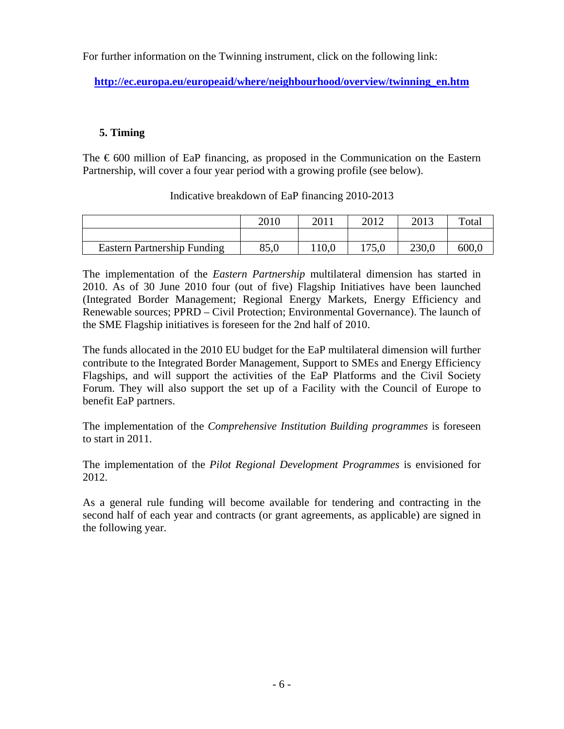For further information on the Twinning instrument, click on the following link:

**http://ec.europa.eu/europeaid/where/neighbourhood/overview/twinning_en.htm**

## 5. Timing

The € 600 million of EaP financing, as proposed in the Communication on the Eastern Partnership, will cover a four year period with a growing profile (see below).

Indicative breakdown of EaP financing 2010-2013

| | 2010 | 2011 | 2012 | 2013 | Total |
|---|---|---|---|---|---|
| | | | | | |
| Eastern Partnership Funding | 85,0 | 110,0 | 175,0 | 230,0 | 600,0 |

The implementation of the *Eastern Partnership* multilateral dimension has started in 2010. As of 30 June 2010 four (out of five) Flagship Initiatives have been launched (Integrated Border Management; Regional Energy Markets, Energy Efficiency and Renewable sources; PPRD – Civil Protection; Environmental Governance). The launch of the SME Flagship initiatives is foreseen for the 2nd half of 2010.

The funds allocated in the 2010 EU budget for the EaP multilateral dimension will further contribute to the Integrated Border Management, Support to SMEs and Energy Efficiency Flagships, and will support the activities of the EaP Platforms and the Civil Society Forum. They will also support the set up of a Facility with the Council of Europe to benefit EaP partners.

The implementation of the *Comprehensive Institution Building programmes* is foreseen to start in 2011.

The implementation of the *Pilot Regional Development Programmes* is envisioned for 2012.

As a general rule funding will become available for tendering and contracting in the second half of each year and contracts (or grant agreements, as applicable) are signed in the following year.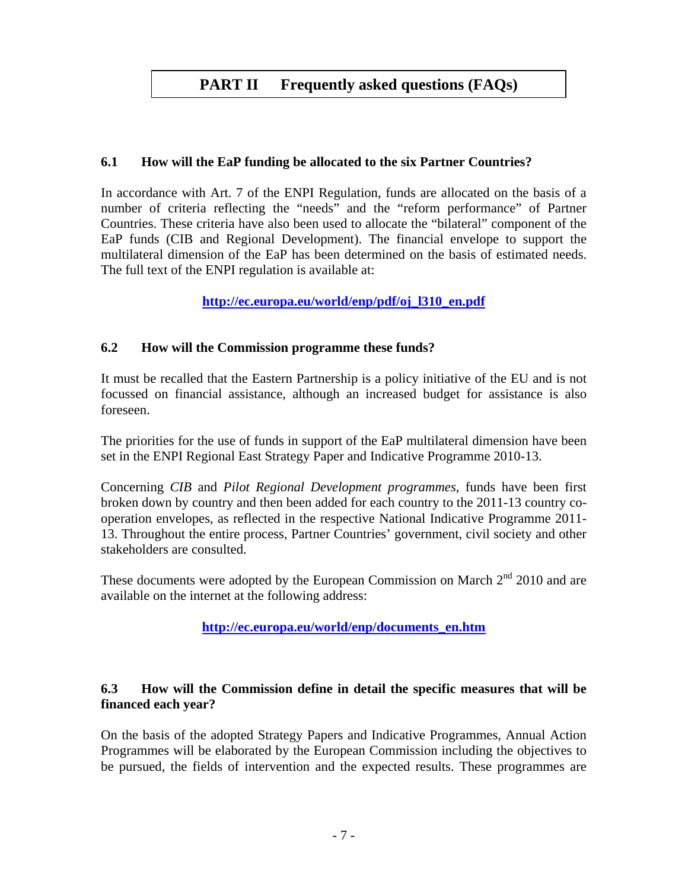# PART II Frequently asked questions (FAQs)

### 6.1 How will the EaP funding be allocated to the six Partner Countries?

In accordance with Art. 7 of the ENPI Regulation, funds are allocated on the basis of a number of criteria reflecting the "needs" and the "reform performance" of Partner Countries. These criteria have also been used to allocate the "bilateral" component of the EaP funds (CIB and Regional Development). The financial envelope to support the multilateral dimension of the EaP has been determined on the basis of estimated needs. The full text of the ENPI regulation is available at:

**http://ec.europa.eu/world/enp/pdf/oj_l310_en.pdf**

### 6.2 How will the Commission programme these funds?

It must be recalled that the Eastern Partnership is a policy initiative of the EU and is not focussed on financial assistance, although an increased budget for assistance is also foreseen.

The priorities for the use of funds in support of the EaP multilateral dimension have been set in the ENPI Regional East Strategy Paper and Indicative Programme 2010-13.

Concerning *CIB* and *Pilot Regional Development programmes*, funds have been first broken down by country and then been added for each country to the 2011-13 country co-operation envelopes, as reflected in the respective National Indicative Programme 2011-13. Throughout the entire process, Partner Countries' government, civil society and other stakeholders are consulted.

These documents were adopted by the European Commission on March 2nd 2010 and are available on the internet at the following address:

**http://ec.europa.eu/world/enp/documents_en.htm**

### 6.3 How will the Commission define in detail the specific measures that will be financed each year?

On the basis of the adopted Strategy Papers and Indicative Programmes, Annual Action Programmes will be elaborated by the European Commission including the objectives to be pursued, the fields of intervention and the expected results. These programmes are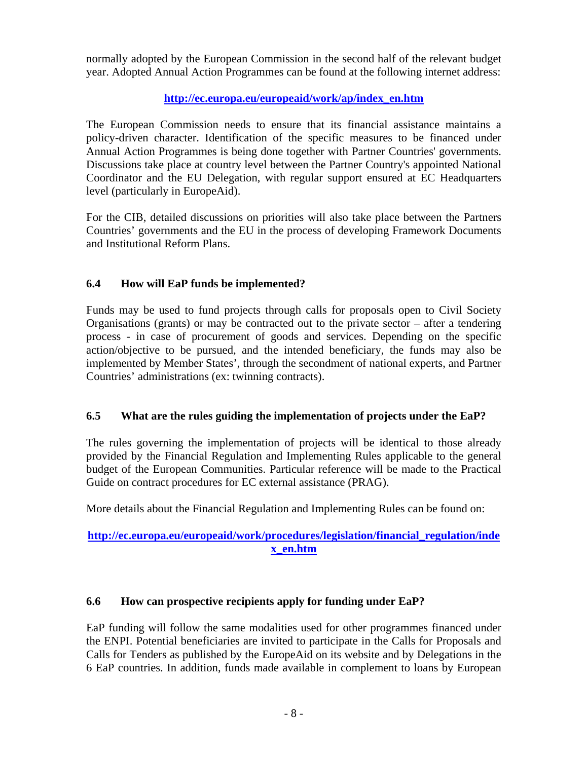normally adopted by the European Commission in the second half of the relevant budget year. Adopted Annual Action Programmes can be found at the following internet address:

**http://ec.europa.eu/europeaid/work/ap/index_en.htm**

The European Commission needs to ensure that its financial assistance maintains a policy-driven character. Identification of the specific measures to be financed under Annual Action Programmes is being done together with Partner Countries' governments. Discussions take place at country level between the Partner Country's appointed National Coordinator and the EU Delegation, with regular support ensured at EC Headquarters level (particularly in EuropeAid).

For the CIB, detailed discussions on priorities will also take place between the Partners Countries' governments and the EU in the process of developing Framework Documents and Institutional Reform Plans.

### 6.4 How will EaP funds be implemented?

Funds may be used to fund projects through calls for proposals open to Civil Society Organisations (grants) or may be contracted out to the private sector – after a tendering process - in case of procurement of goods and services. Depending on the specific action/objective to be pursued, and the intended beneficiary, the funds may also be implemented by Member States', through the secondment of national experts, and Partner Countries' administrations (ex: twinning contracts).

### 6.5 What are the rules guiding the implementation of projects under the EaP?

The rules governing the implementation of projects will be identical to those already provided by the Financial Regulation and Implementing Rules applicable to the general budget of the European Communities. Particular reference will be made to the Practical Guide on contract procedures for EC external assistance (PRAG).

More details about the Financial Regulation and Implementing Rules can be found on:

**http://ec.europa.eu/europeaid/work/procedures/legislation/financial_regulation/index_en.htm**

### 6.6 How can prospective recipients apply for funding under EaP?

EaP funding will follow the same modalities used for other programmes financed under the ENPI. Potential beneficiaries are invited to participate in the Calls for Proposals and Calls for Tenders as published by the EuropeAid on its website and by Delegations in the 6 EaP countries. In addition, funds made available in complement to loans by European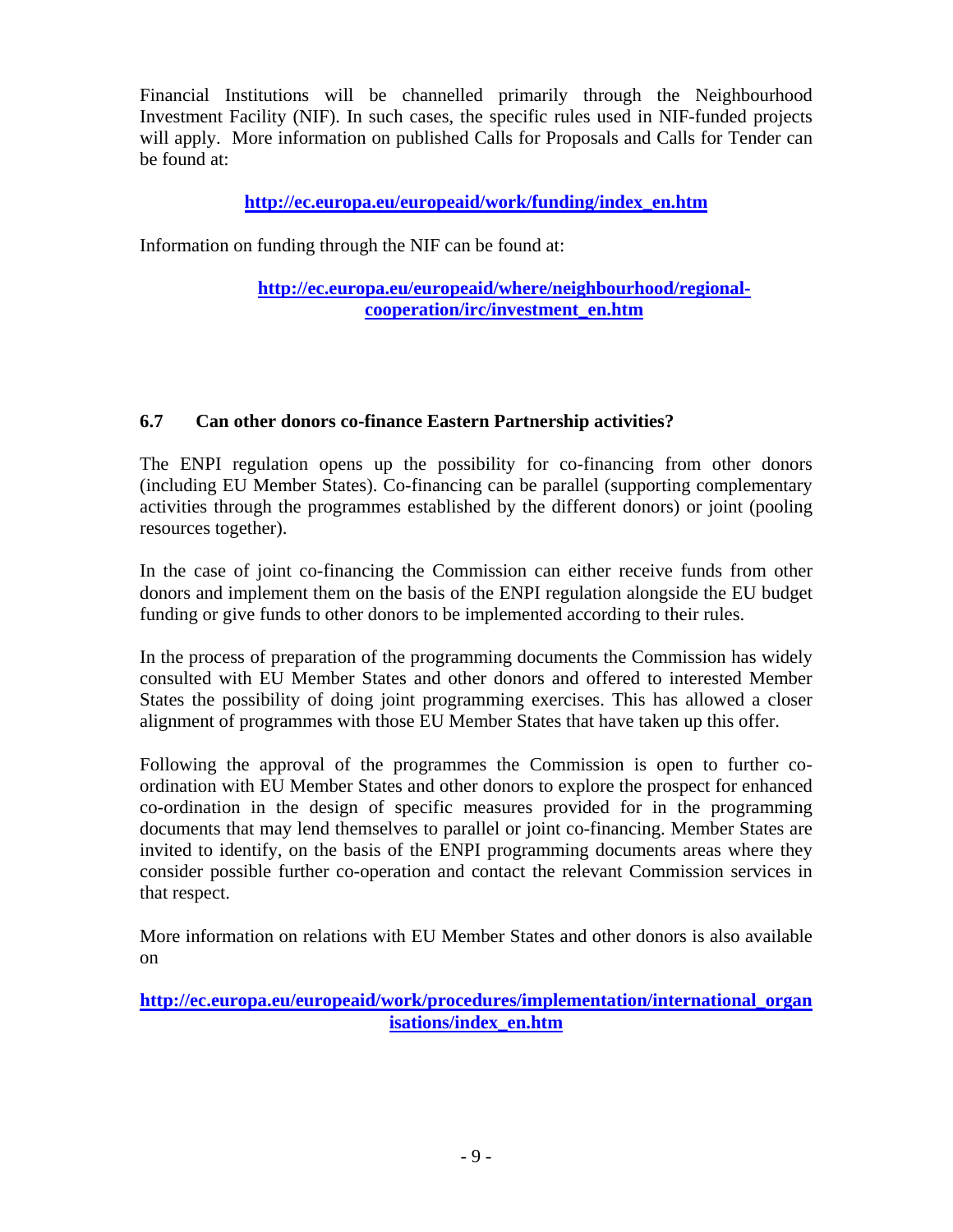Financial Institutions will be channelled primarily through the Neighbourhood Investment Facility (NIF). In such cases, the specific rules used in NIF-funded projects will apply. More information on published Calls for Proposals and Calls for Tender can be found at:

**http://ec.europa.eu/europeaid/work/funding/index_en.htm**

Information on funding through the NIF can be found at:

**http://ec.europa.eu/europeaid/where/neighbourhood/regional-cooperation/irc/investment_en.htm**

### 6.7 Can other donors co-finance Eastern Partnership activities?

The ENPI regulation opens up the possibility for co-financing from other donors (including EU Member States). Co-financing can be parallel (supporting complementary activities through the programmes established by the different donors) or joint (pooling resources together).

In the case of joint co-financing the Commission can either receive funds from other donors and implement them on the basis of the ENPI regulation alongside the EU budget funding or give funds to other donors to be implemented according to their rules.

In the process of preparation of the programming documents the Commission has widely consulted with EU Member States and other donors and offered to interested Member States the possibility of doing joint programming exercises. This has allowed a closer alignment of programmes with those EU Member States that have taken up this offer.

Following the approval of the programmes the Commission is open to further co-ordination with EU Member States and other donors to explore the prospect for enhanced co-ordination in the design of specific measures provided for in the programming documents that may lend themselves to parallel or joint co-financing. Member States are invited to identify, on the basis of the ENPI programming documents areas where they consider possible further co-operation and contact the relevant Commission services in that respect.

More information on relations with EU Member States and other donors is also available on

**http://ec.europa.eu/europeaid/work/procedures/implementation/international_organisations/index_en.htm**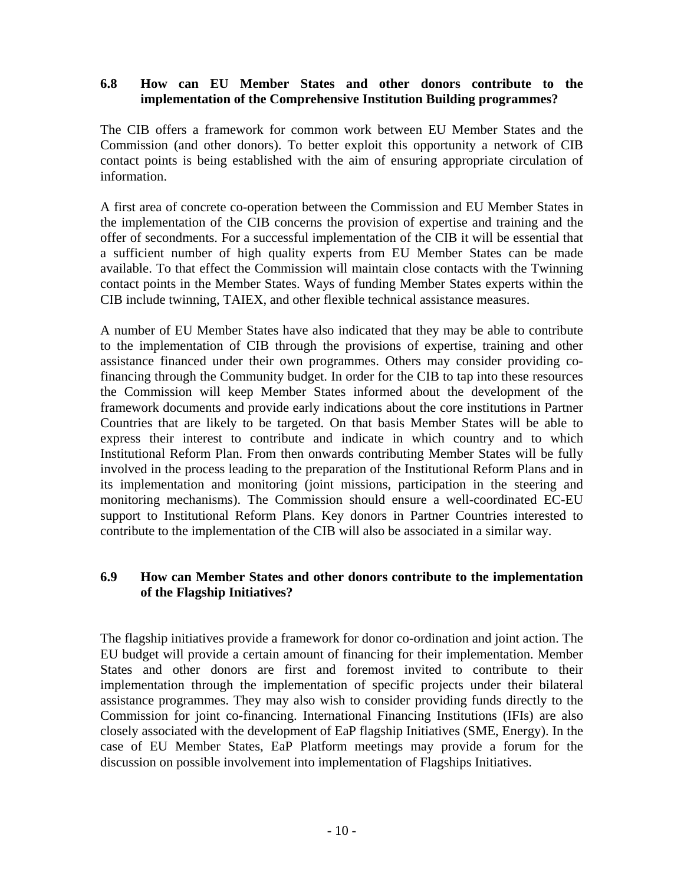### 6.8 How can EU Member States and other donors contribute to the implementation of the Comprehensive Institution Building programmes?

The CIB offers a framework for common work between EU Member States and the Commission (and other donors). To better exploit this opportunity a network of CIB contact points is being established with the aim of ensuring appropriate circulation of information.

A first area of concrete co-operation between the Commission and EU Member States in the implementation of the CIB concerns the provision of expertise and training and the offer of secondments. For a successful implementation of the CIB it will be essential that a sufficient number of high quality experts from EU Member States can be made available. To that effect the Commission will maintain close contacts with the Twinning contact points in the Member States. Ways of funding Member States experts within the CIB include twinning, TAIEX, and other flexible technical assistance measures.

A number of EU Member States have also indicated that they may be able to contribute to the implementation of CIB through the provisions of expertise, training and other assistance financed under their own programmes. Others may consider providing co-financing through the Community budget. In order for the CIB to tap into these resources the Commission will keep Member States informed about the development of the framework documents and provide early indications about the core institutions in Partner Countries that are likely to be targeted. On that basis Member States will be able to express their interest to contribute and indicate in which country and to which Institutional Reform Plan. From then onwards contributing Member States will be fully involved in the process leading to the preparation of the Institutional Reform Plans and in its implementation and monitoring (joint missions, participation in the steering and monitoring mechanisms). The Commission should ensure a well-coordinated EC-EU support to Institutional Reform Plans. Key donors in Partner Countries interested to contribute to the implementation of the CIB will also be associated in a similar way.

### 6.9 How can Member States and other donors contribute to the implementation of the Flagship Initiatives?

The flagship initiatives provide a framework for donor co-ordination and joint action. The EU budget will provide a certain amount of financing for their implementation. Member States and other donors are first and foremost invited to contribute to their implementation through the implementation of specific projects under their bilateral assistance programmes. They may also wish to consider providing funds directly to the Commission for joint co-financing. International Financing Institutions (IFIs) are also closely associated with the development of EaP flagship Initiatives (SME, Energy). In the case of EU Member States, EaP Platform meetings may provide a forum for the discussion on possible involvement into implementation of Flagships Initiatives.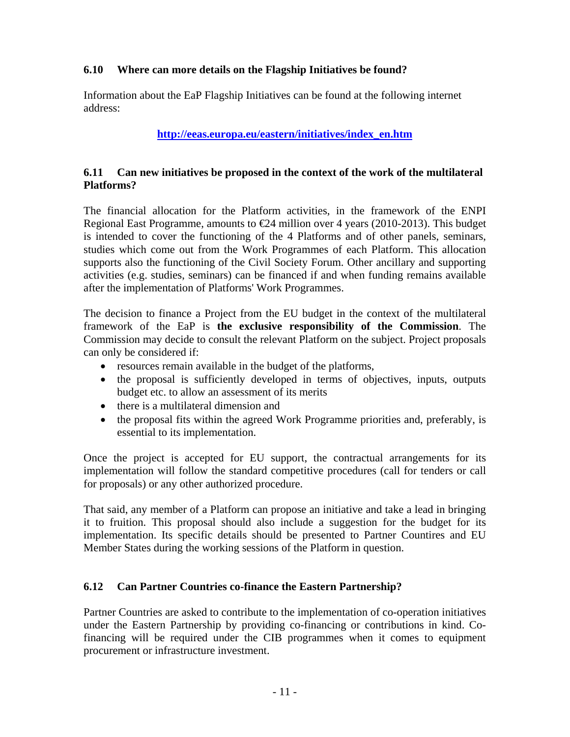### 6.10 Where can more details on the Flagship Initiatives be found?

Information about the EaP Flagship Initiatives can be found at the following internet address:

**[http://eeas.europa.eu/eastern/initiatives/index_en.htm](http://eeas.europa.eu/eastern/initiatives/index_en.htm)**

### 6.11 Can new initiatives be proposed in the context of the work of the multilateral Platforms?

The financial allocation for the Platform activities, in the framework of the ENPI Regional East Programme, amounts to €24 million over 4 years (2010-2013). This budget is intended to cover the functioning of the 4 Platforms and of other panels, seminars, studies which come out from the Work Programmes of each Platform. This allocation supports also the functioning of the Civil Society Forum. Other ancillary and supporting activities (e.g. studies, seminars) can be financed if and when funding remains available after the implementation of Platforms' Work Programmes.

The decision to finance a Project from the EU budget in the context of the multilateral framework of the EaP is **the exclusive responsibility of the Commission**. The Commission may decide to consult the relevant Platform on the subject. Project proposals can only be considered if:

- resources remain available in the budget of the platforms,
- the proposal is sufficiently developed in terms of objectives, inputs, outputs budget etc. to allow an assessment of its merits
- there is a multilateral dimension and
- the proposal fits within the agreed Work Programme priorities and, preferably, is essential to its implementation.

Once the project is accepted for EU support, the contractual arrangements for its implementation will follow the standard competitive procedures (call for tenders or call for proposals) or any other authorized procedure.

That said, any member of a Platform can propose an initiative and take a lead in bringing it to fruition. This proposal should also include a suggestion for the budget for its implementation. Its specific details should be presented to Partner Countires and EU Member States during the working sessions of the Platform in question.

### 6.12 Can Partner Countries co-finance the Eastern Partnership?

Partner Countries are asked to contribute to the implementation of co-operation initiatives under the Eastern Partnership by providing co-financing or contributions in kind. Co-financing will be required under the CIB programmes when it comes to equipment procurement or infrastructure investment.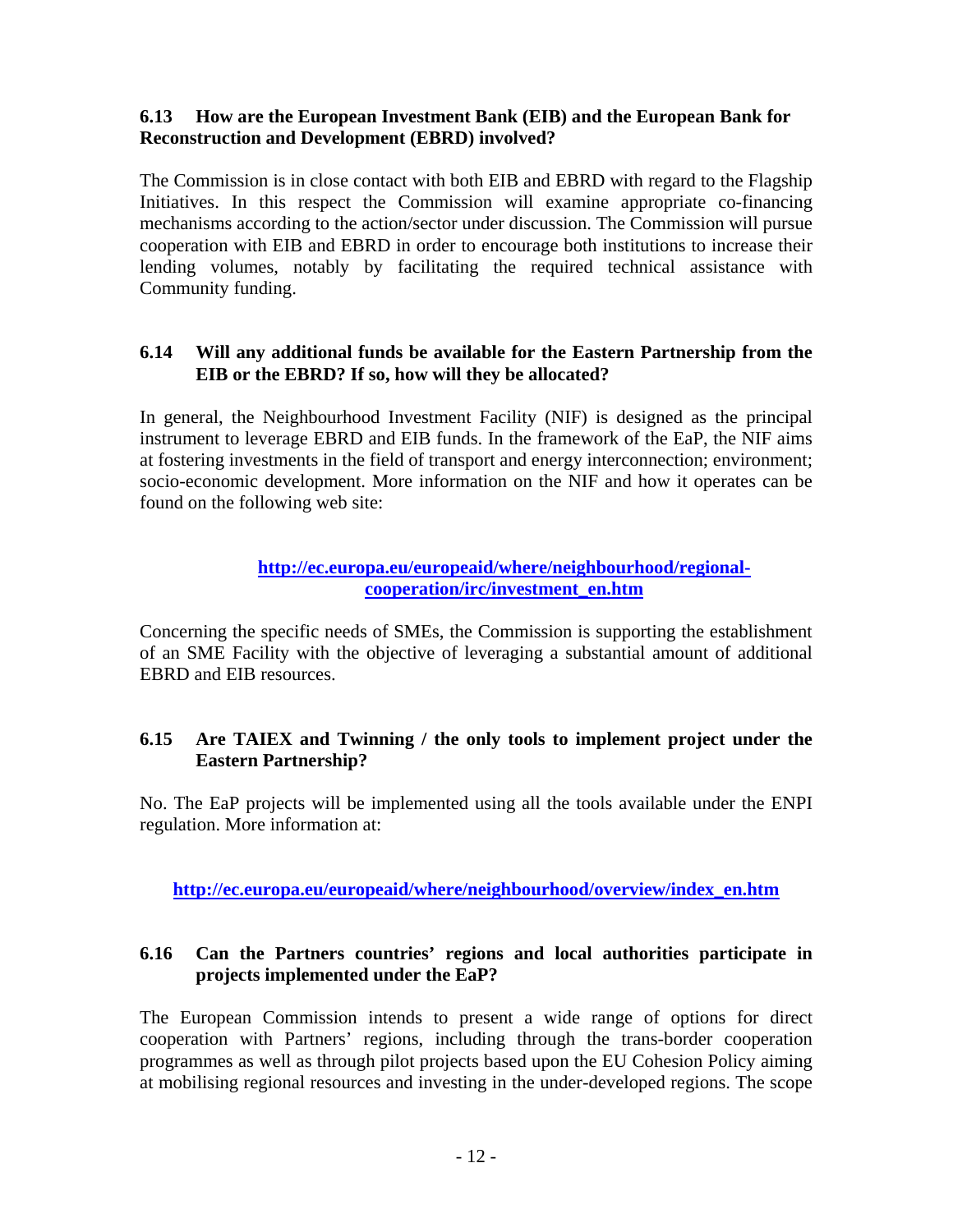### 6.13 How are the European Investment Bank (EIB) and the European Bank for Reconstruction and Development (EBRD) involved?

The Commission is in close contact with both EIB and EBRD with regard to the Flagship Initiatives. In this respect the Commission will examine appropriate co-financing mechanisms according to the action/sector under discussion. The Commission will pursue cooperation with EIB and EBRD in order to encourage both institutions to increase their lending volumes, notably by facilitating the required technical assistance with Community funding.

### 6.14 Will any additional funds be available for the Eastern Partnership from the EIB or the EBRD? If so, how will they be allocated?

In general, the Neighbourhood Investment Facility (NIF) is designed as the principal instrument to leverage EBRD and EIB funds. In the framework of the EaP, the NIF aims at fostering investments in the field of transport and energy interconnection; environment; socio-economic development. More information on the NIF and how it operates can be found on the following web site:

**http://ec.europa.eu/europeaid/where/neighbourhood/regional-cooperation/irc/investment_en.htm**

Concerning the specific needs of SMEs, the Commission is supporting the establishment of an SME Facility with the objective of leveraging a substantial amount of additional EBRD and EIB resources.

### 6.15 Are TAIEX and Twinning / the only tools to implement project under the Eastern Partnership?

No. The EaP projects will be implemented using all the tools available under the ENPI regulation. More information at:

**http://ec.europa.eu/europeaid/where/neighbourhood/overview/index_en.htm**

### 6.16 Can the Partners countries' regions and local authorities participate in projects implemented under the EaP?

The European Commission intends to present a wide range of options for direct cooperation with Partners' regions, including through the trans-border cooperation programmes as well as through pilot projects based upon the EU Cohesion Policy aiming at mobilising regional resources and investing in the under-developed regions. The scope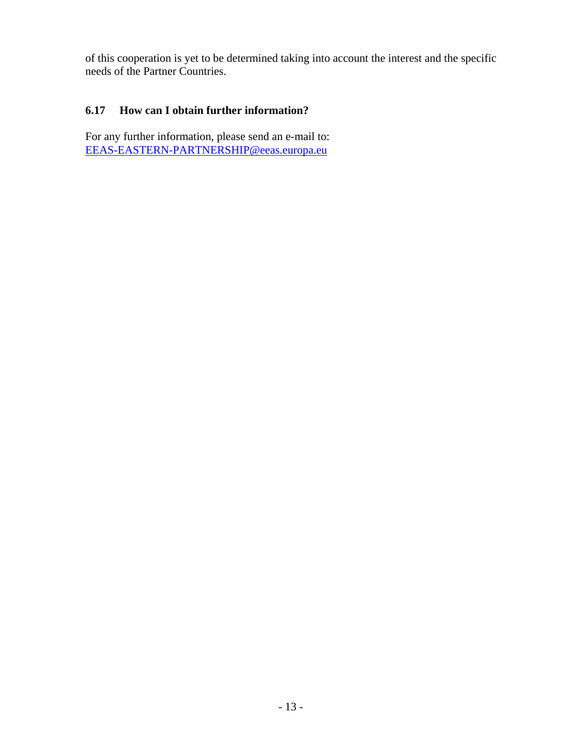of this cooperation is yet to be determined taking into account the interest and the specific needs of the Partner Countries.

### 6.17 How can I obtain further information?

For any further information, please send an e-mail to: EEAS-EASTERN-PARTNERSHIP@eeas.europa.eu